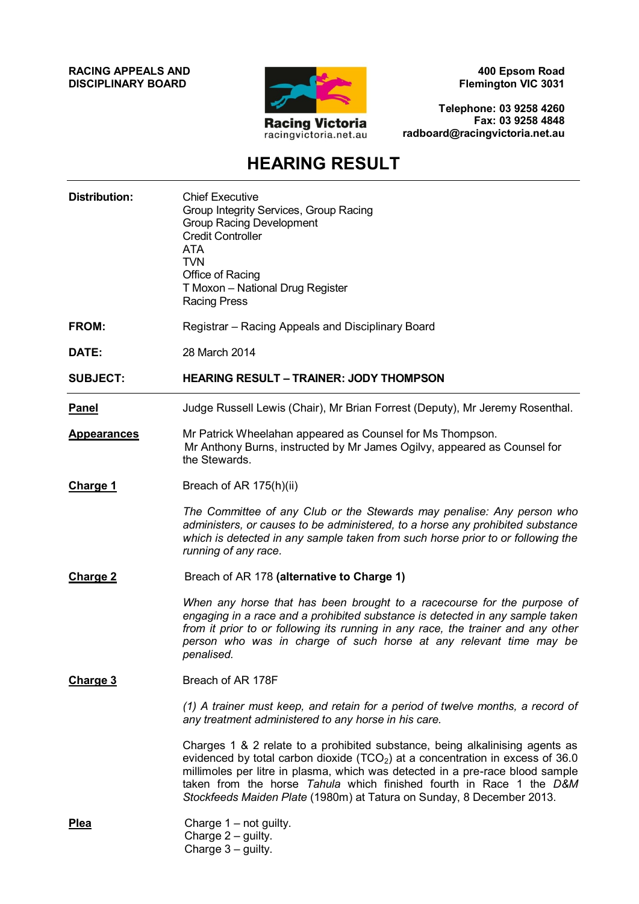**RACING APPEALS AND DISCIPLINARY BOARD**

Racing Victoria
racingvictoria.net.au

**400 Epsom Road**
**Flemington VIC 3031**

**Telephone: 03 9258 4260**
**Fax: 03 9258 4848**
**radboard@racingvictoria.net.au**

# HEARING RESULT

**Distribution:** Chief Executive
Group Integrity Services, Group Racing
Group Racing Development
Credit Controller
ATA
TVN
Office of Racing
T Moxon – National Drug Register
Racing Press

**FROM:** Registrar – Racing Appeals and Disciplinary Board

**DATE:** 28 March 2014

**SUBJECT:** **HEARING RESULT – TRAINER: JODY THOMPSON**

---

**Panel** Judge Russell Lewis (Chair), Mr Brian Forrest (Deputy), Mr Jeremy Rosenthal.

**Appearances** Mr Patrick Wheelahan appeared as Counsel for Ms Thompson.
Mr Anthony Burns, instructed by Mr James Ogilvy, appeared as Counsel for the Stewards.

**Charge 1** Breach of AR 175(h)(ii)

*The Committee of any Club or the Stewards may penalise: Any person who administers, or causes to be administered, to a horse any prohibited substance which is detected in any sample taken from such horse prior to or following the running of any race.*

**Charge 2** Breach of AR 178 **(alternative to Charge 1)**

*When any horse that has been brought to a racecourse for the purpose of engaging in a race and a prohibited substance is detected in any sample taken from it prior to or following its running in any race, the trainer and any other person who was in charge of such horse at any relevant time may be penalised.*

**Charge 3** Breach of AR 178F

*(1) A trainer must keep, and retain for a period of twelve months, a record of any treatment administered to any horse in his care.*

Charges 1 & 2 relate to a prohibited substance, being alkalinising agents as evidenced by total carbon dioxide ($TCO_2$) at a concentration in excess of 36.0 millimoles per litre in plasma, which was detected in a pre-race blood sample taken from the horse *Tahula* which finished fourth in Race 1 the *D&M Stockfeeds Maiden Plate* (1980m) at Tatura on Sunday, 8 December 2013.

**Plea** Charge 1 – not guilty.
Charge 2 – guilty.
Charge 3 – guilty.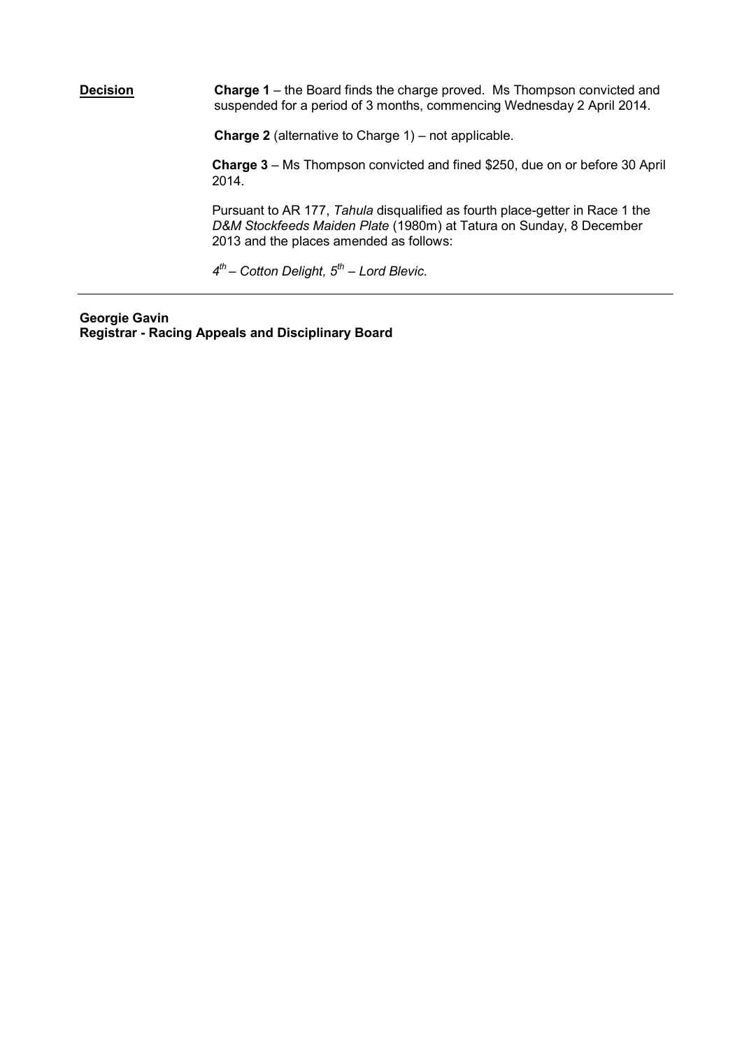**Decision**

**Charge 1** – the Board finds the charge proved. Ms Thompson convicted and suspended for a period of 3 months, commencing Wednesday 2 April 2014.

**Charge 2** (alternative to Charge 1) – not applicable.

**Charge 3** – Ms Thompson convicted and fined $250, due on or before 30 April 2014.

Pursuant to AR 177, *Tahula* disqualified as fourth place-getter in Race 1 the *D&M Stockfeeds Maiden Plate* (1980m) at Tatura on Sunday, 8 December 2013 and the places amended as follows:

*4th – Cotton Delight, 5th – Lord Blevic.*

---

**Georgie Gavin**
**Registrar - Racing Appeals and Disciplinary Board**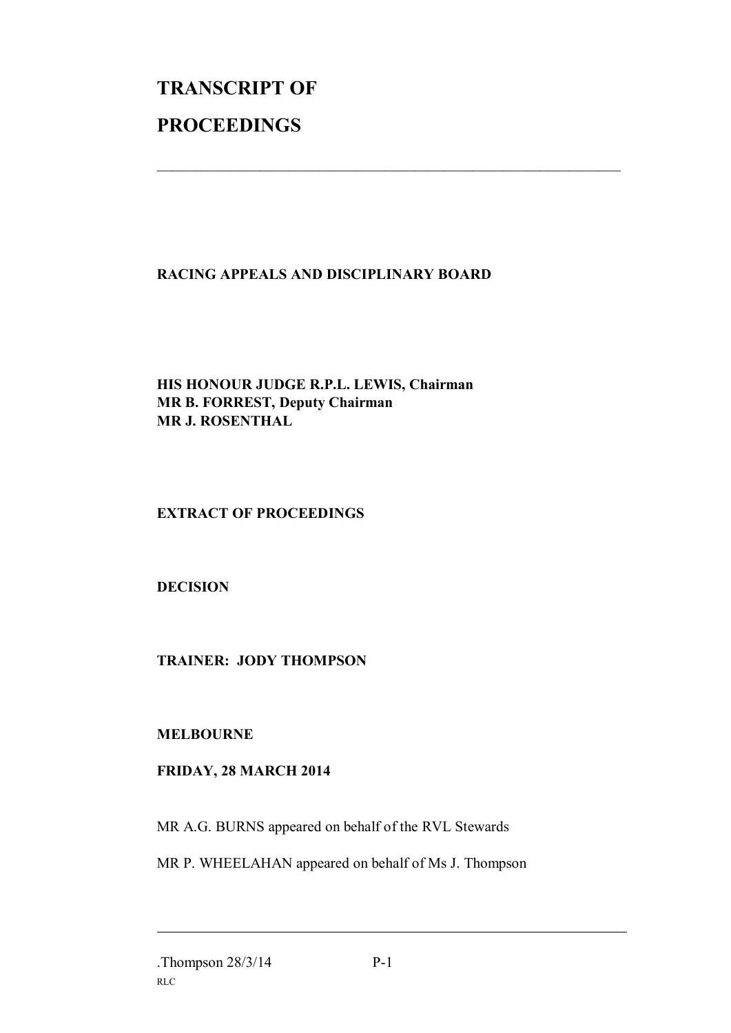# TRANSCRIPT OF PROCEEDINGS

---

**RACING APPEALS AND DISCIPLINARY BOARD**

**HIS HONOUR JUDGE R.P.L. LEWIS, Chairman**
**MR B. FORREST, Deputy Chairman**
**MR J. ROSENTHAL**

**EXTRACT OF PROCEEDINGS**

**DECISION**

**TRAINER: JODY THOMPSON**

**MELBOURNE**

**FRIDAY, 28 MARCH 2014**

MR A.G. BURNS appeared on behalf of the RVL Stewards

MR P. WHEELAHAN appeared on behalf of Ms J. Thompson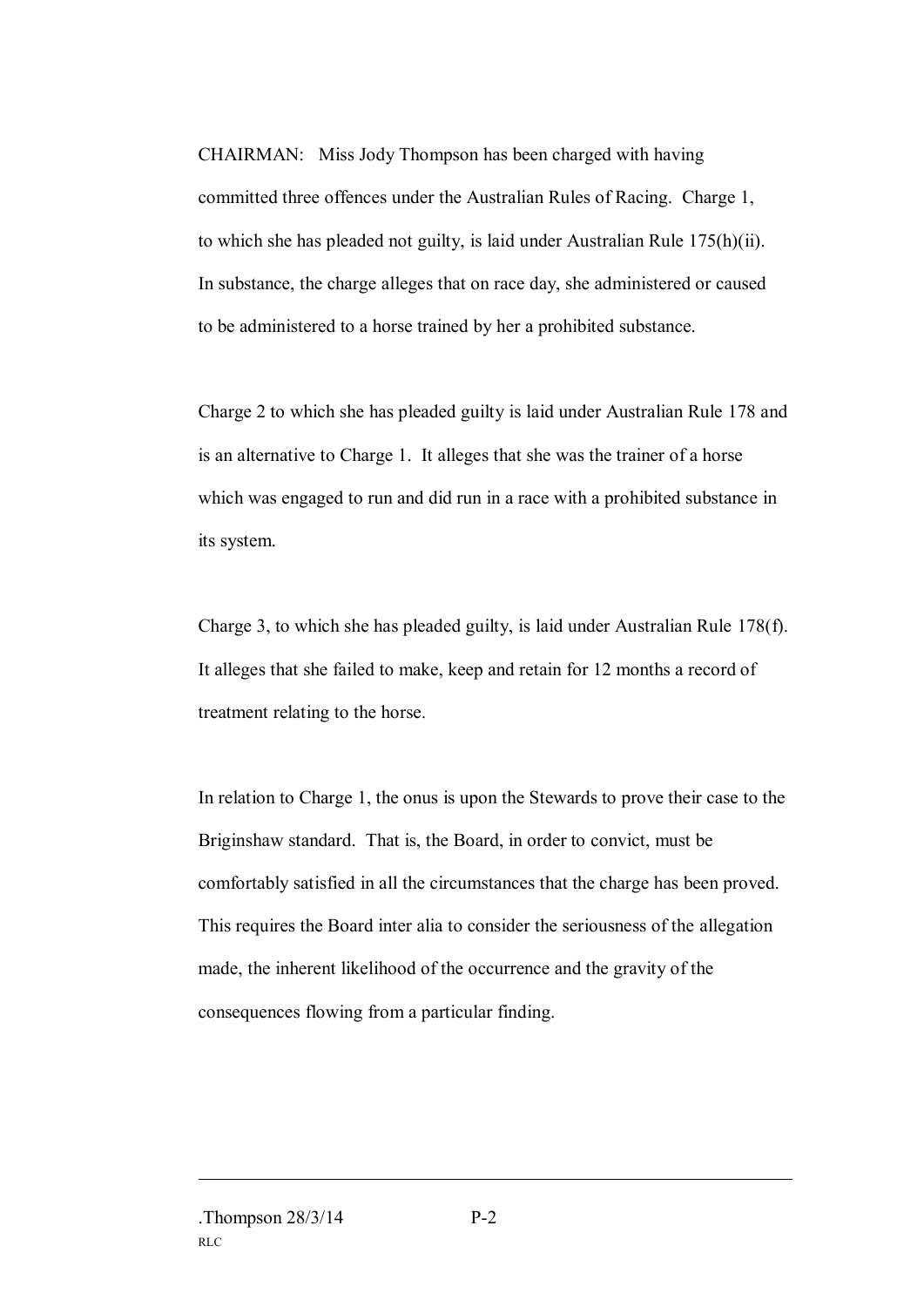CHAIRMAN: Miss Jody Thompson has been charged with having committed three offences under the Australian Rules of Racing. Charge 1, to which she has pleaded not guilty, is laid under Australian Rule 175(h)(ii). In substance, the charge alleges that on race day, she administered or caused to be administered to a horse trained by her a prohibited substance.

Charge 2 to which she has pleaded guilty is laid under Australian Rule 178 and is an alternative to Charge 1. It alleges that she was the trainer of a horse which was engaged to run and did run in a race with a prohibited substance in its system.

Charge 3, to which she has pleaded guilty, is laid under Australian Rule 178(f). It alleges that she failed to make, keep and retain for 12 months a record of treatment relating to the horse.

In relation to Charge 1, the onus is upon the Stewards to prove their case to the Briginshaw standard. That is, the Board, in order to convict, must be comfortably satisfied in all the circumstances that the charge has been proved. This requires the Board inter alia to consider the seriousness of the allegation made, the inherent likelihood of the occurrence and the gravity of the consequences flowing from a particular finding.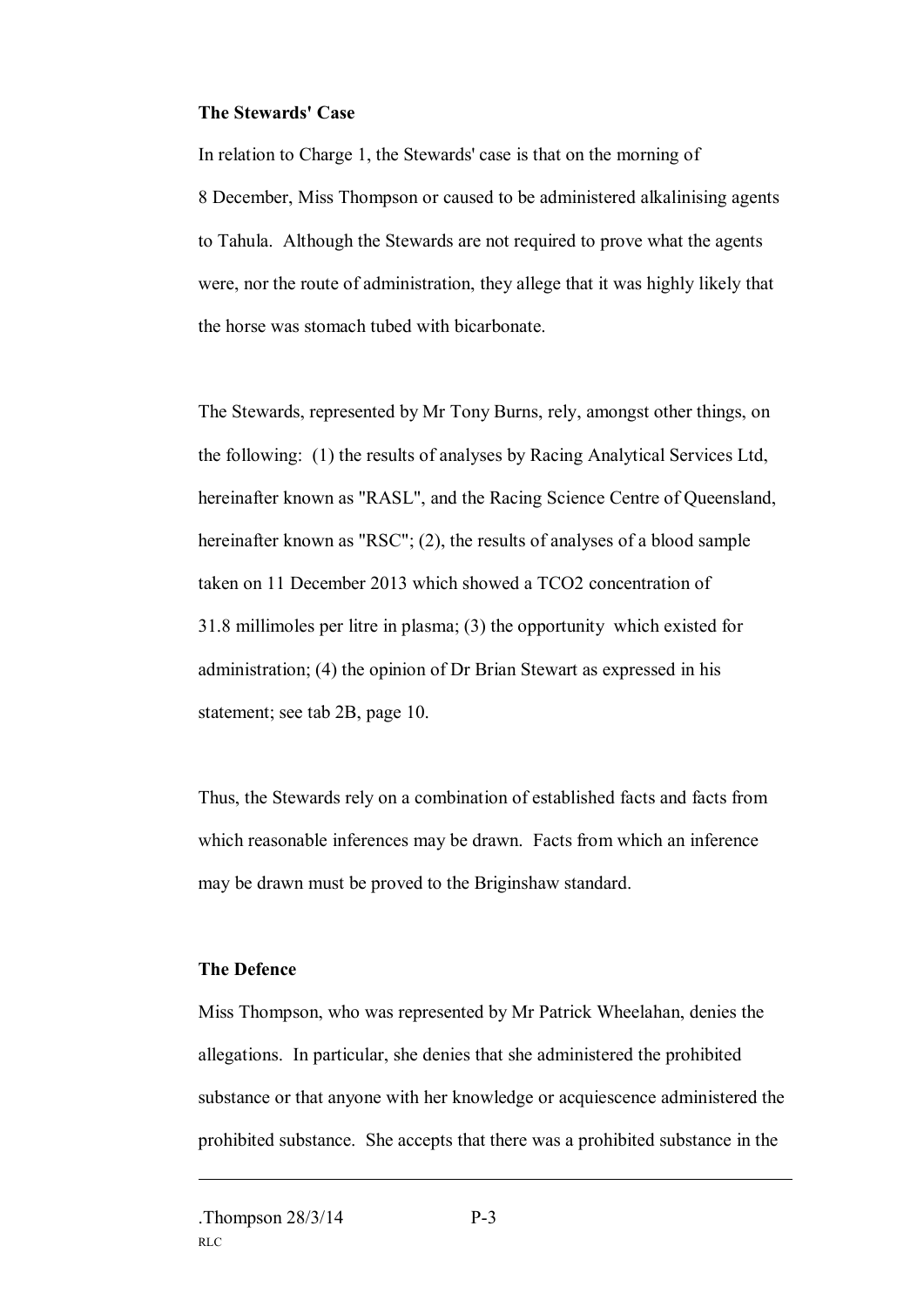**The Stewards' Case**

In relation to Charge 1, the Stewards' case is that on the morning of 8 December, Miss Thompson or caused to be administered alkalinising agents to Tahula. Although the Stewards are not required to prove what the agents were, nor the route of administration, they allege that it was highly likely that the horse was stomach tubed with bicarbonate.

The Stewards, represented by Mr Tony Burns, rely, amongst other things, on the following: (1) the results of analyses by Racing Analytical Services Ltd, hereinafter known as "RASL", and the Racing Science Centre of Queensland, hereinafter known as "RSC"; (2), the results of analyses of a blood sample taken on 11 December 2013 which showed a TCO2 concentration of 31.8 millimoles per litre in plasma; (3) the opportunity which existed for administration; (4) the opinion of Dr Brian Stewart as expressed in his statement; see tab 2B, page 10.

Thus, the Stewards rely on a combination of established facts and facts from which reasonable inferences may be drawn. Facts from which an inference may be drawn must be proved to the Briginshaw standard.

**The Defence**

Miss Thompson, who was represented by Mr Patrick Wheelahan, denies the allegations. In particular, she denies that she administered the prohibited substance or that anyone with her knowledge or acquiescence administered the prohibited substance. She accepts that there was a prohibited substance in the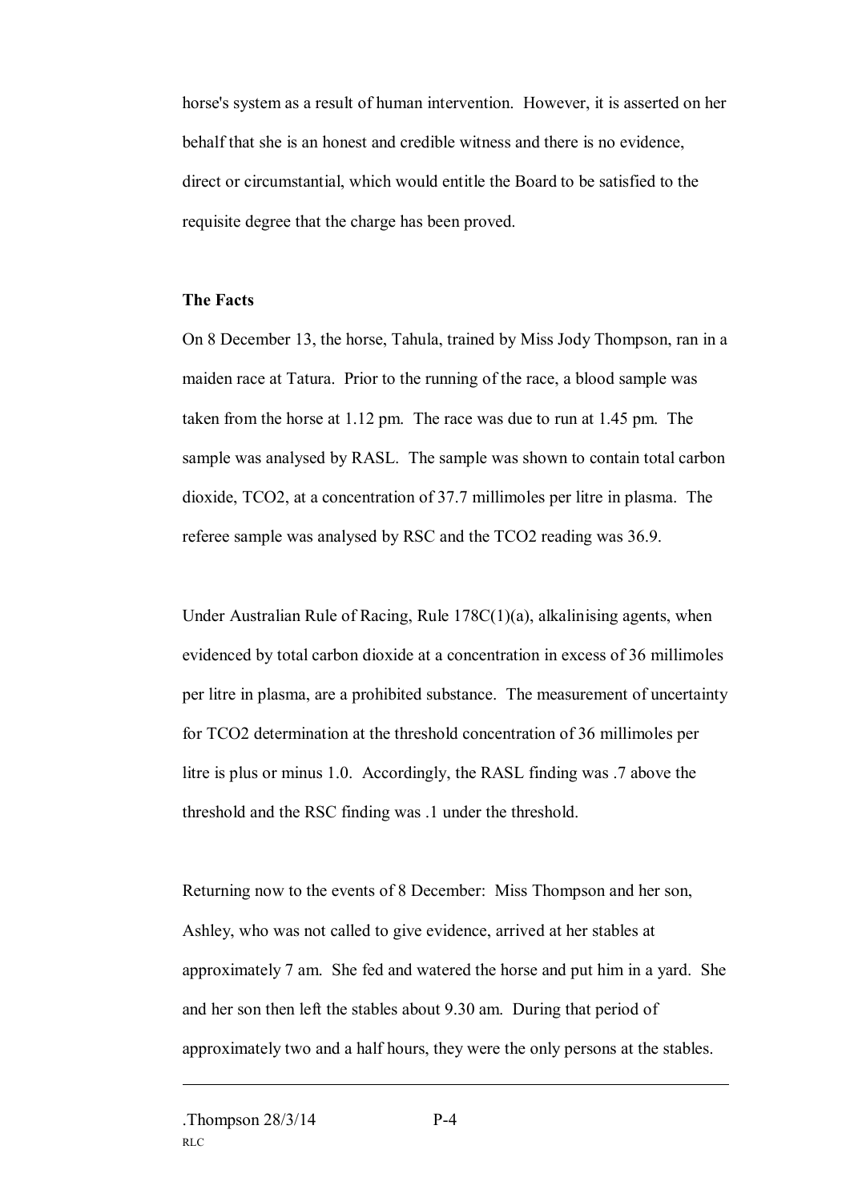horse's system as a result of human intervention. However, it is asserted on her behalf that she is an honest and credible witness and there is no evidence, direct or circumstantial, which would entitle the Board to be satisfied to the requisite degree that the charge has been proved.

**The Facts**

On 8 December 13, the horse, Tahula, trained by Miss Jody Thompson, ran in a maiden race at Tatura. Prior to the running of the race, a blood sample was taken from the horse at 1.12 pm. The race was due to run at 1.45 pm. The sample was analysed by RASL. The sample was shown to contain total carbon dioxide, TCO2, at a concentration of 37.7 millimoles per litre in plasma. The referee sample was analysed by RSC and the TCO2 reading was 36.9.

Under Australian Rule of Racing, Rule 178C(1)(a), alkalinising agents, when evidenced by total carbon dioxide at a concentration in excess of 36 millimoles per litre in plasma, are a prohibited substance. The measurement of uncertainty for TCO2 determination at the threshold concentration of 36 millimoles per litre is plus or minus 1.0. Accordingly, the RASL finding was .7 above the threshold and the RSC finding was .1 under the threshold.

Returning now to the events of 8 December: Miss Thompson and her son, Ashley, who was not called to give evidence, arrived at her stables at approximately 7 am. She fed and watered the horse and put him in a yard. She and her son then left the stables about 9.30 am. During that period of approximately two and a half hours, they were the only persons at the stables.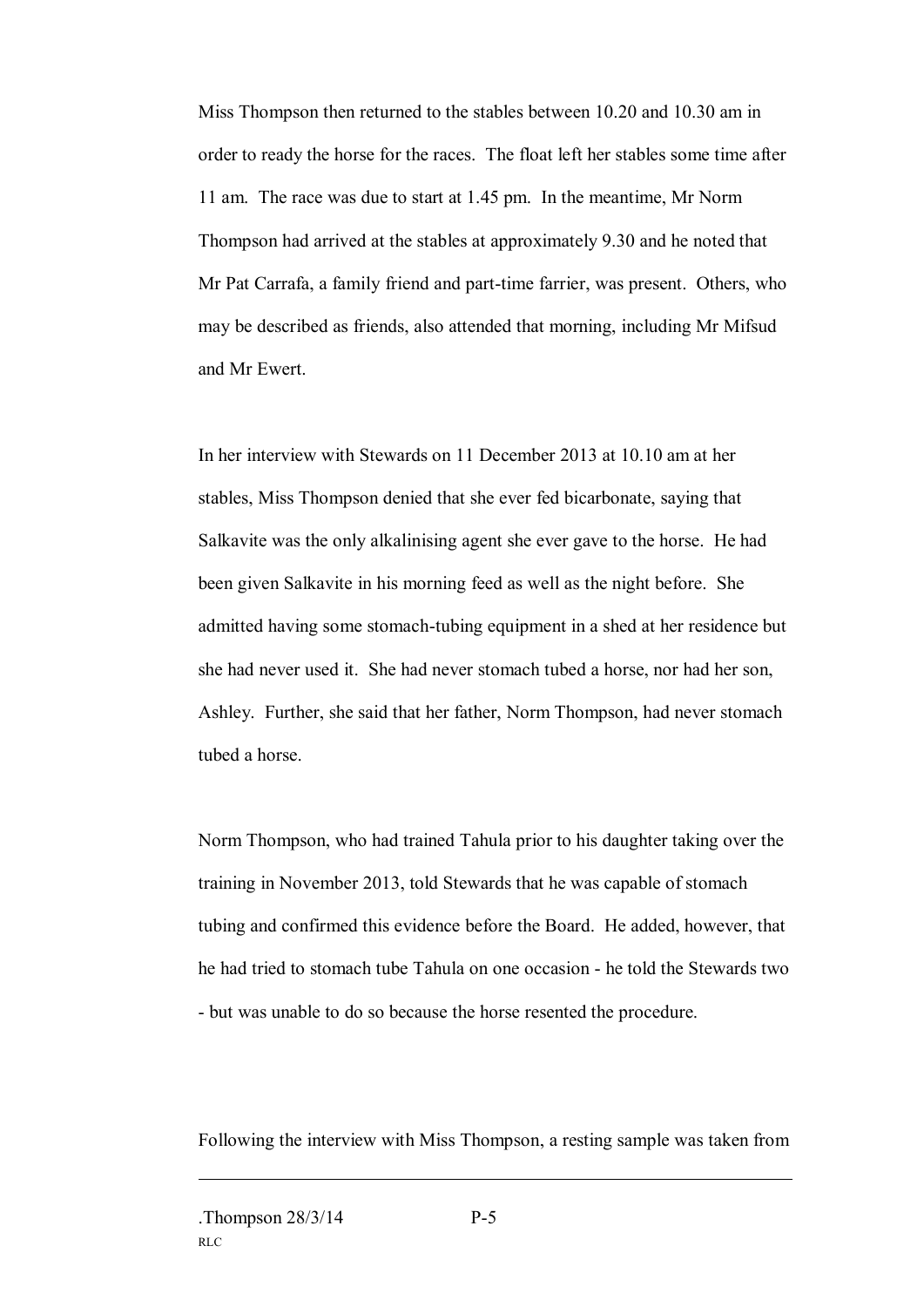Miss Thompson then returned to the stables between 10.20 and 10.30 am in order to ready the horse for the races. The float left her stables some time after 11 am. The race was due to start at 1.45 pm. In the meantime, Mr Norm Thompson had arrived at the stables at approximately 9.30 and he noted that Mr Pat Carrafa, a family friend and part-time farrier, was present. Others, who may be described as friends, also attended that morning, including Mr Mifsud and Mr Ewert.

In her interview with Stewards on 11 December 2013 at 10.10 am at her stables, Miss Thompson denied that she ever fed bicarbonate, saying that Salkavite was the only alkalinising agent she ever gave to the horse. He had been given Salkavite in his morning feed as well as the night before. She admitted having some stomach-tubing equipment in a shed at her residence but she had never used it. She had never stomach tubed a horse, nor had her son, Ashley. Further, she said that her father, Norm Thompson, had never stomach tubed a horse.

Norm Thompson, who had trained Tahula prior to his daughter taking over the training in November 2013, told Stewards that he was capable of stomach tubing and confirmed this evidence before the Board. He added, however, that he had tried to stomach tube Tahula on one occasion - he told the Stewards two - but was unable to do so because the horse resented the procedure.

Following the interview with Miss Thompson, a resting sample was taken from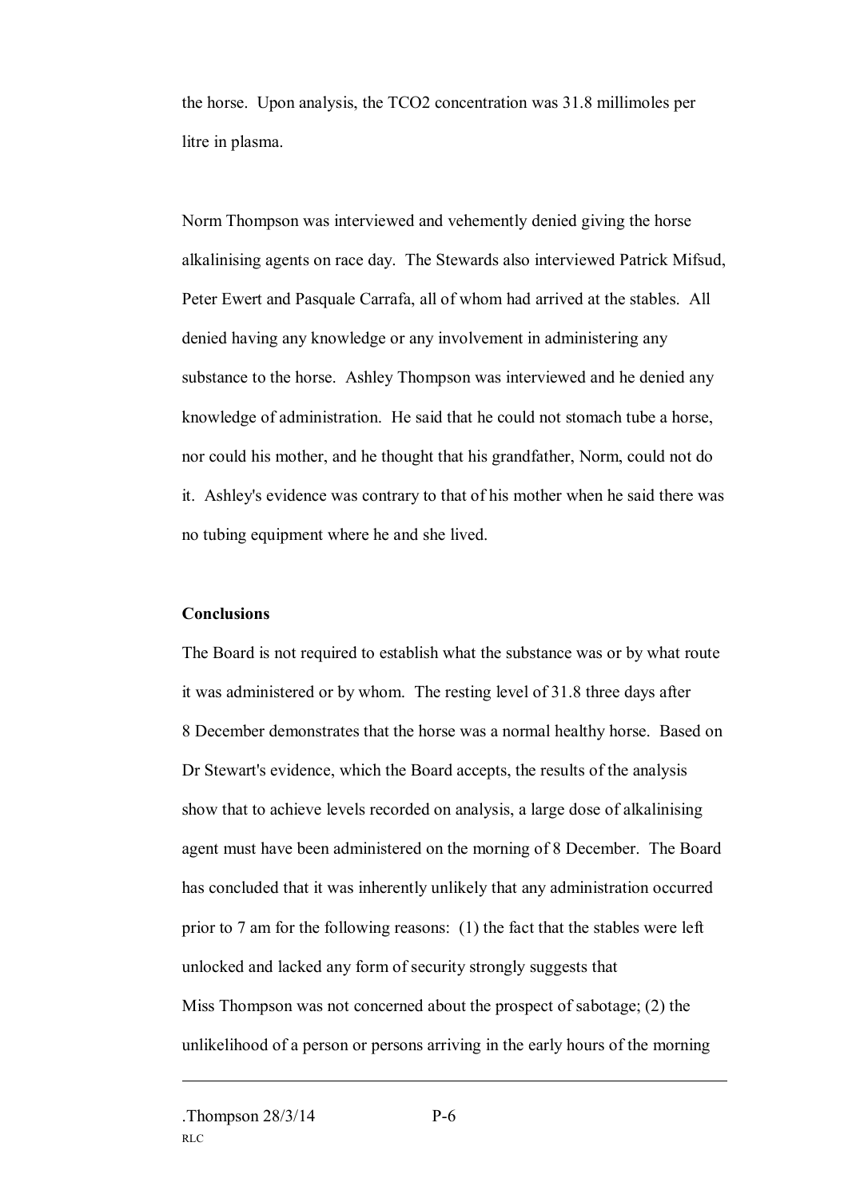the horse. Upon analysis, the TCO2 concentration was 31.8 millimoles per litre in plasma.

Norm Thompson was interviewed and vehemently denied giving the horse alkalinising agents on race day. The Stewards also interviewed Patrick Mifsud, Peter Ewert and Pasquale Carrafa, all of whom had arrived at the stables. All denied having any knowledge or any involvement in administering any substance to the horse. Ashley Thompson was interviewed and he denied any knowledge of administration. He said that he could not stomach tube a horse, nor could his mother, and he thought that his grandfather, Norm, could not do it. Ashley's evidence was contrary to that of his mother when he said there was no tubing equipment where he and she lived.

**Conclusions**

The Board is not required to establish what the substance was or by what route it was administered or by whom. The resting level of 31.8 three days after 8 December demonstrates that the horse was a normal healthy horse. Based on Dr Stewart's evidence, which the Board accepts, the results of the analysis show that to achieve levels recorded on analysis, a large dose of alkalinising agent must have been administered on the morning of 8 December. The Board has concluded that it was inherently unlikely that any administration occurred prior to 7 am for the following reasons: (1) the fact that the stables were left unlocked and lacked any form of security strongly suggests that Miss Thompson was not concerned about the prospect of sabotage; (2) the unlikelihood of a person or persons arriving in the early hours of the morning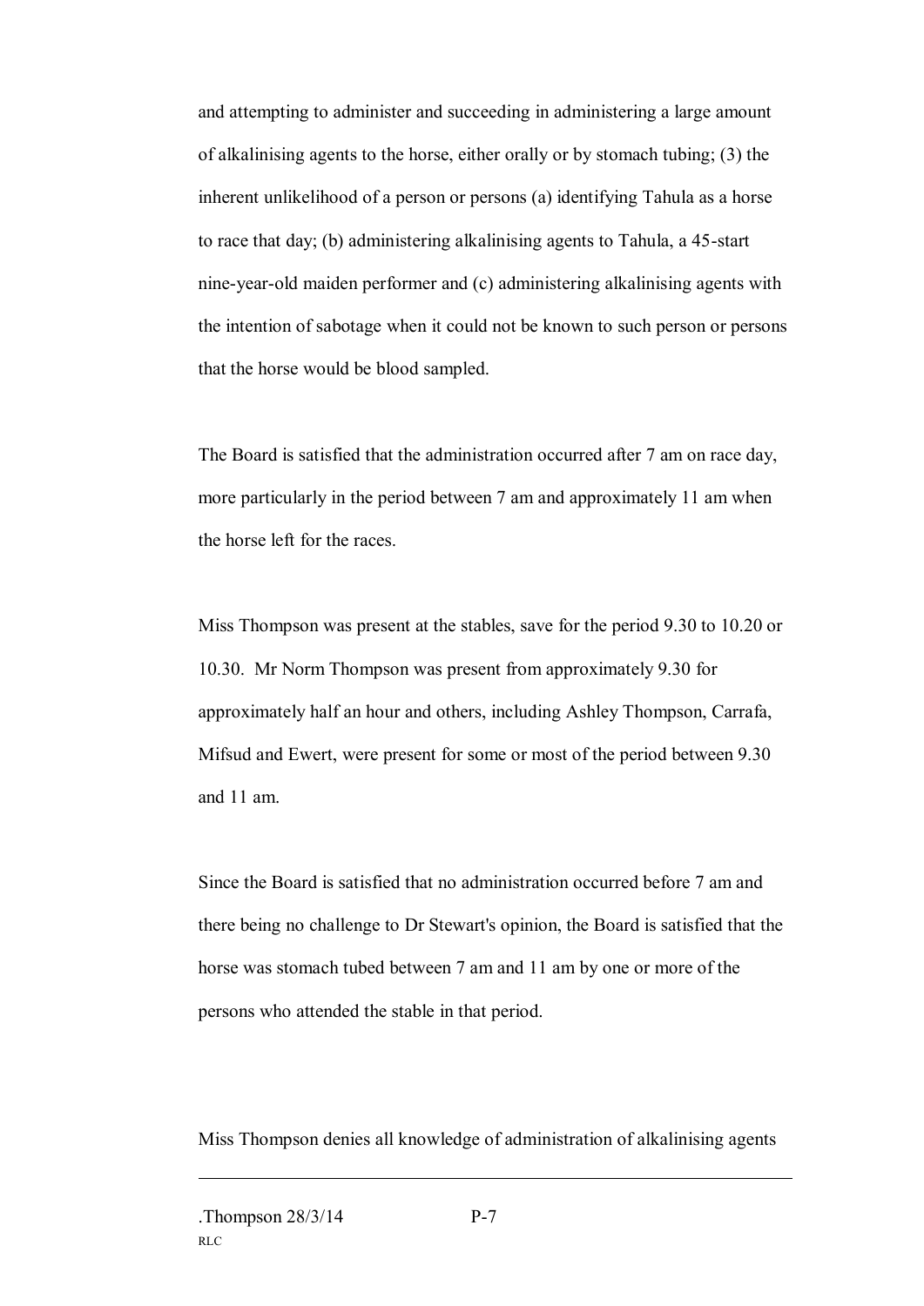and attempting to administer and succeeding in administering a large amount of alkalinising agents to the horse, either orally or by stomach tubing; (3) the inherent unlikelihood of a person or persons (a) identifying Tahula as a horse to race that day; (b) administering alkalinising agents to Tahula, a 45-start nine-year-old maiden performer and (c) administering alkalinising agents with the intention of sabotage when it could not be known to such person or persons that the horse would be blood sampled.

The Board is satisfied that the administration occurred after 7 am on race day, more particularly in the period between 7 am and approximately 11 am when the horse left for the races.

Miss Thompson was present at the stables, save for the period 9.30 to 10.20 or 10.30. Mr Norm Thompson was present from approximately 9.30 for approximately half an hour and others, including Ashley Thompson, Carrafa, Mifsud and Ewert, were present for some or most of the period between 9.30 and 11 am.

Since the Board is satisfied that no administration occurred before 7 am and there being no challenge to Dr Stewart's opinion, the Board is satisfied that the horse was stomach tubed between 7 am and 11 am by one or more of the persons who attended the stable in that period.

Miss Thompson denies all knowledge of administration of alkalinising agents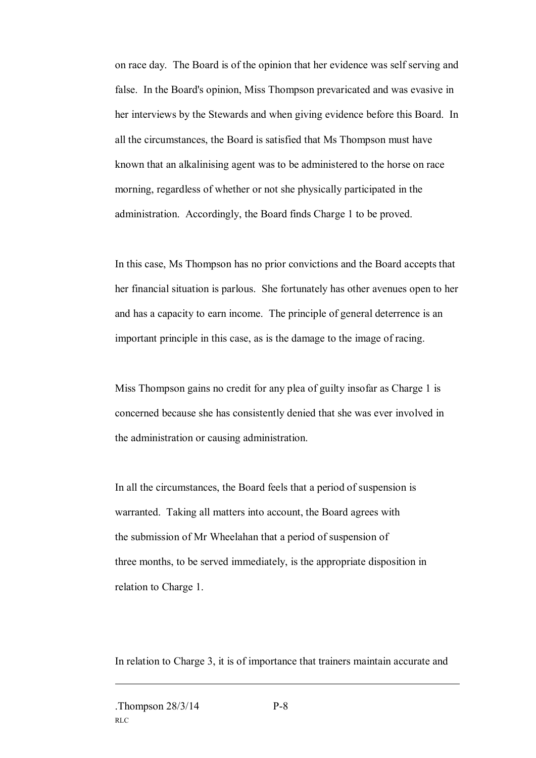on race day. The Board is of the opinion that her evidence was self serving and false. In the Board's opinion, Miss Thompson prevaricated and was evasive in her interviews by the Stewards and when giving evidence before this Board. In all the circumstances, the Board is satisfied that Ms Thompson must have known that an alkalinising agent was to be administered to the horse on race morning, regardless of whether or not she physically participated in the administration. Accordingly, the Board finds Charge 1 to be proved.

In this case, Ms Thompson has no prior convictions and the Board accepts that her financial situation is parlous. She fortunately has other avenues open to her and has a capacity to earn income. The principle of general deterrence is an important principle in this case, as is the damage to the image of racing.

Miss Thompson gains no credit for any plea of guilty insofar as Charge 1 is concerned because she has consistently denied that she was ever involved in the administration or causing administration.

In all the circumstances, the Board feels that a period of suspension is warranted. Taking all matters into account, the Board agrees with the submission of Mr Wheelahan that a period of suspension of three months, to be served immediately, is the appropriate disposition in relation to Charge 1.

In relation to Charge 3, it is of importance that trainers maintain accurate and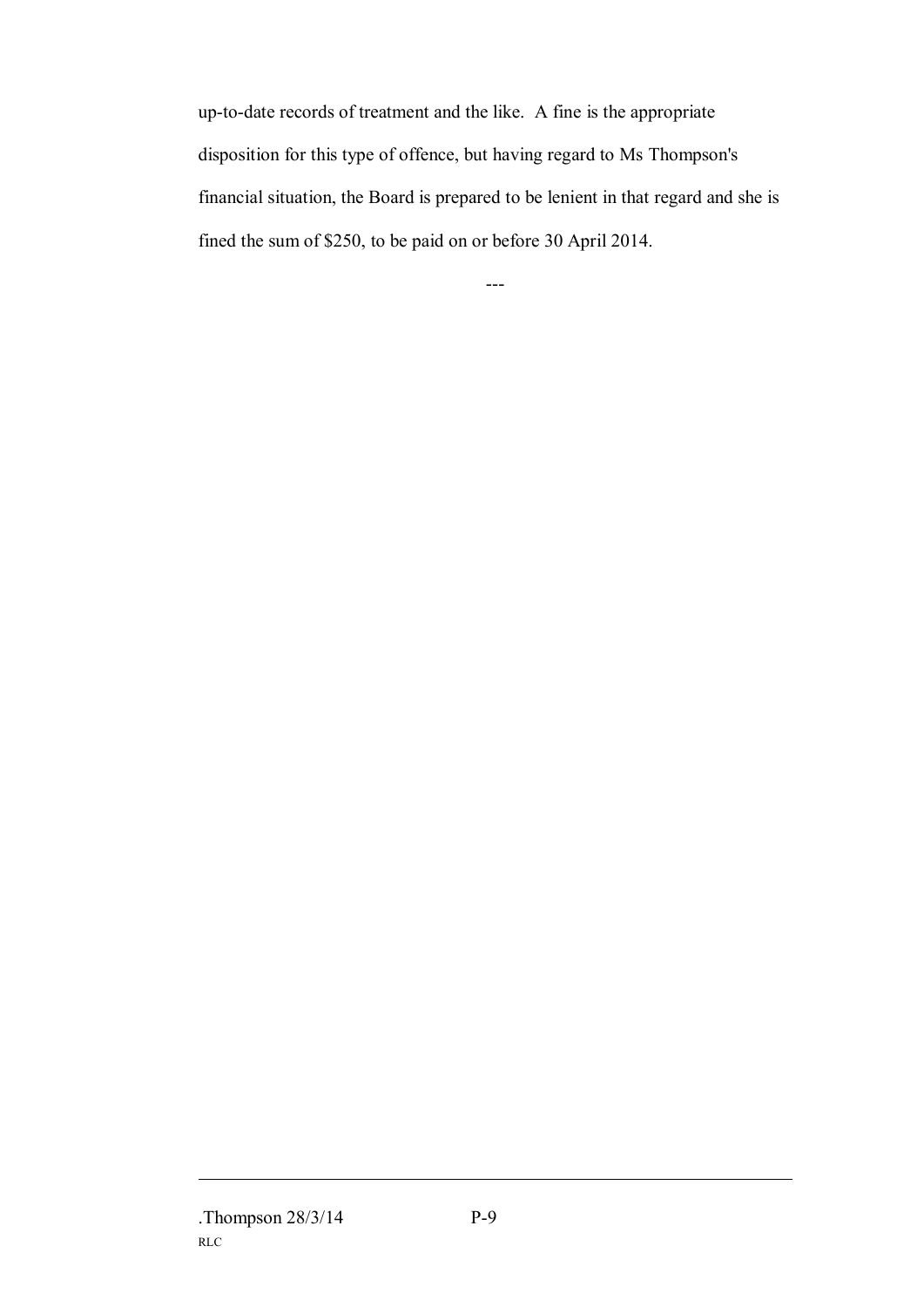up-to-date records of treatment and the like. A fine is the appropriate disposition for this type of offence, but having regard to Ms Thompson's financial situation, the Board is prepared to be lenient in that regard and she is fined the sum of $250, to be paid on or before 30 April 2014.

---